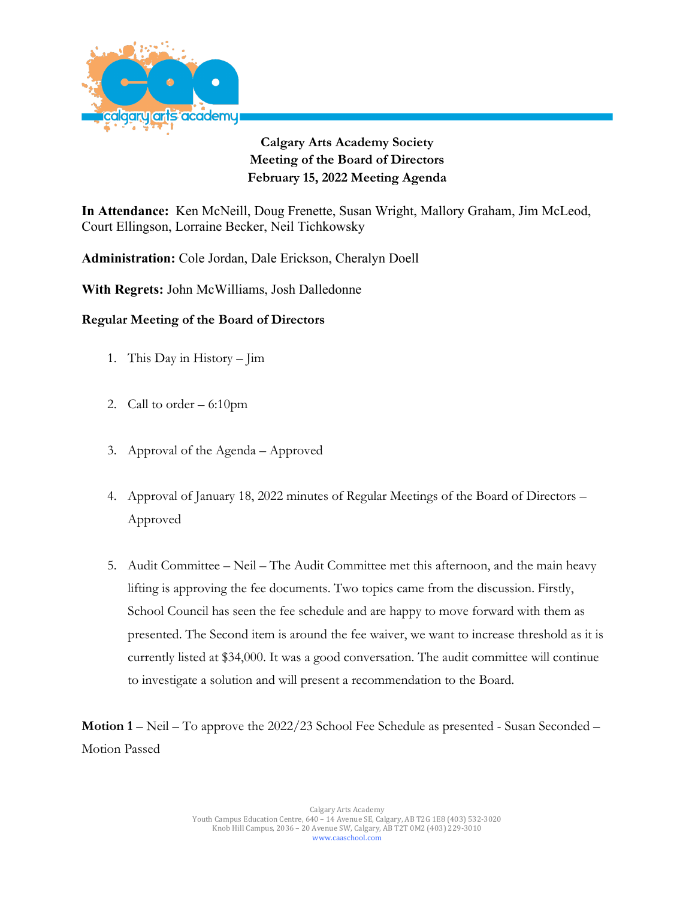**Calgary Arts Academy Society**
**Meeting of the Board of Directors**
**February 15, 2022 Meeting Agenda**

**In Attendance:** Ken McNeill, Doug Frenette, Susan Wright, Mallory Graham, Jim McLeod, Court Ellingson, Lorraine Becker, Neil Tichkowsky

**Administration:** Cole Jordan, Dale Erickson, Cheralyn Doell

**With Regrets:** John McWilliams, Josh Dalledonne

**Regular Meeting of the Board of Directors**

1. This Day in History – Jim

2. Call to order – 6:10pm

3. Approval of the Agenda – Approved

4. Approval of January 18, 2022 minutes of Regular Meetings of the Board of Directors – Approved

5. Audit Committee – Neil – The Audit Committee met this afternoon, and the main heavy lifting is approving the fee documents. Two topics came from the discussion. Firstly, School Council has seen the fee schedule and are happy to move forward with them as presented. The Second item is around the fee waiver, we want to increase threshold as it is currently listed at $34,000. It was a good conversation. The audit committee will continue to investigate a solution and will present a recommendation to the Board.

**Motion 1** – Neil – To approve the 2022/23 School Fee Schedule as presented - Susan Seconded – Motion Passed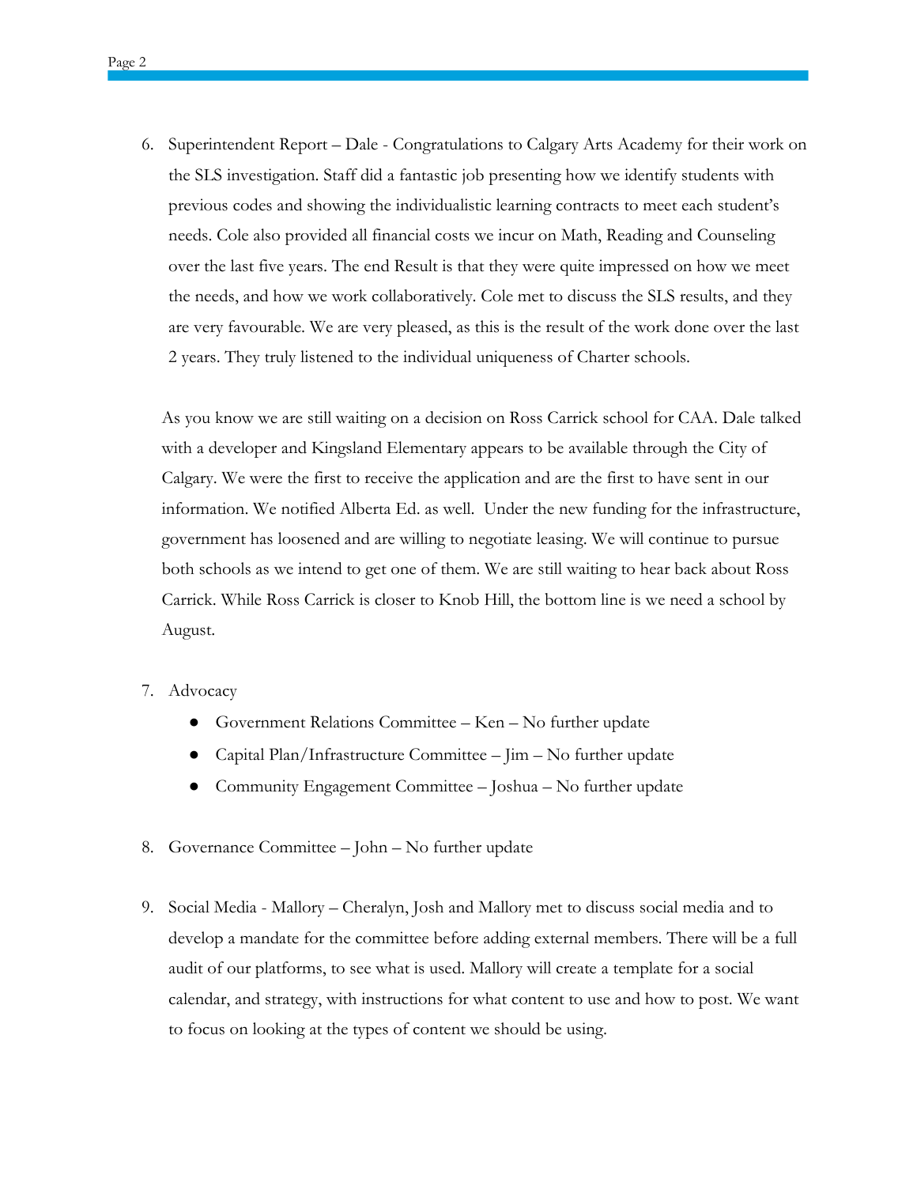6. Superintendent Report – Dale - Congratulations to Calgary Arts Academy for their work on the SLS investigation. Staff did a fantastic job presenting how we identify students with previous codes and showing the individualistic learning contracts to meet each student's needs. Cole also provided all financial costs we incur on Math, Reading and Counseling over the last five years. The end Result is that they were quite impressed on how we meet the needs, and how we work collaboratively. Cole met to discuss the SLS results, and they are very favourable. We are very pleased, as this is the result of the work done over the last 2 years. They truly listened to the individual uniqueness of Charter schools.

   As you know we are still waiting on a decision on Ross Carrick school for CAA. Dale talked with a developer and Kingsland Elementary appears to be available through the City of Calgary. We were the first to receive the application and are the first to have sent in our information. We notified Alberta Ed. as well. Under the new funding for the infrastructure, government has loosened and are willing to negotiate leasing. We will continue to pursue both schools as we intend to get one of them. We are still waiting to hear back about Ross Carrick. While Ross Carrick is closer to Knob Hill, the bottom line is we need a school by August.

7. Advocacy
   - Government Relations Committee – Ken – No further update
   - Capital Plan/Infrastructure Committee – Jim – No further update
   - Community Engagement Committee – Joshua – No further update

8. Governance Committee – John – No further update

9. Social Media - Mallory – Cheralyn, Josh and Mallory met to discuss social media and to develop a mandate for the committee before adding external members. There will be a full audit of our platforms, to see what is used. Mallory will create a template for a social calendar, and strategy, with instructions for what content to use and how to post. We want to focus on looking at the types of content we should be using.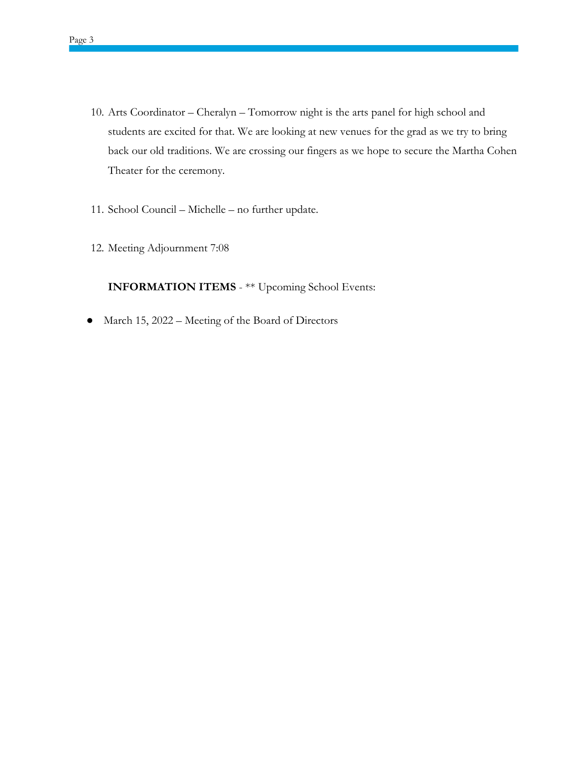10. Arts Coordinator – Cheralyn – Tomorrow night is the arts panel for high school and students are excited for that. We are looking at new venues for the grad as we try to bring back our old traditions. We are crossing our fingers as we hope to secure the Martha Cohen Theater for the ceremony.

11. School Council – Michelle – no further update.

12. Meeting Adjournment 7:08

**INFORMATION ITEMS** - ** Upcoming School Events:

- March 15, 2022 – Meeting of the Board of Directors